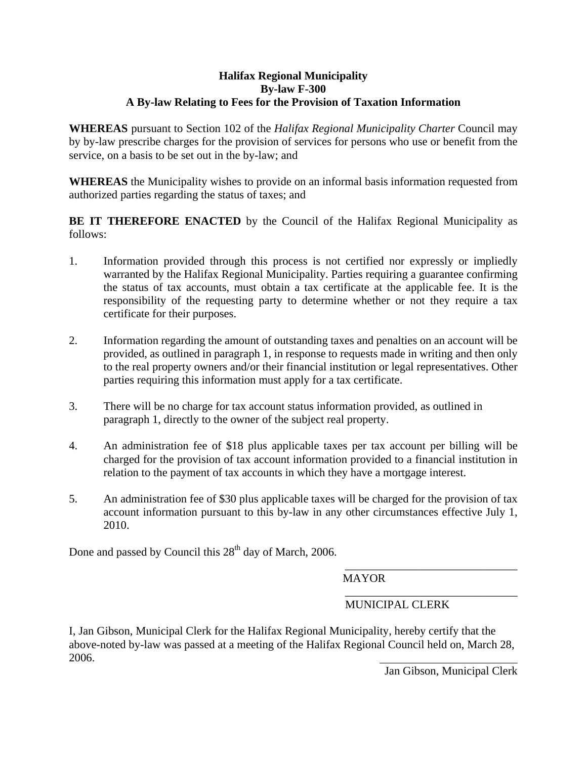**Halifax Regional Municipality**
**By-law F-300**
**A By-law Relating to Fees for the Provision of Taxation Information**

**WHEREAS** pursuant to Section 102 of the *Halifax Regional Municipality Charter* Council may by by-law prescribe charges for the provision of services for persons who use or benefit from the service, on a basis to be set out in the by-law; and

**WHEREAS** the Municipality wishes to provide on an informal basis information requested from authorized parties regarding the status of taxes; and

**BE IT THEREFORE ENACTED** by the Council of the Halifax Regional Municipality as follows:

1. Information provided through this process is not certified nor expressly or impliedly warranted by the Halifax Regional Municipality. Parties requiring a guarantee confirming the status of tax accounts, must obtain a tax certificate at the applicable fee. It is the responsibility of the requesting party to determine whether or not they require a tax certificate for their purposes.

2. Information regarding the amount of outstanding taxes and penalties on an account will be provided, as outlined in paragraph 1, in response to requests made in writing and then only to the real property owners and/or their financial institution or legal representatives. Other parties requiring this information must apply for a tax certificate.

3. There will be no charge for tax account status information provided, as outlined in paragraph 1, directly to the owner of the subject real property.

4. An administration fee of $18 plus applicable taxes per tax account per billing will be charged for the provision of tax account information provided to a financial institution in relation to the payment of tax accounts in which they have a mortgage interest.

5. An administration fee of $30 plus applicable taxes will be charged for the provision of tax account information pursuant to this by-law in any other circumstances effective July 1, 2010.

Done and passed by Council this 28th day of March, 2006.

\_\_\_\_\_\_\_\_\_\_\_\_\_\_\_\_\_\_\_\_\_\_\_\_\_\_\_\_\_\_
MAYOR

\_\_\_\_\_\_\_\_\_\_\_\_\_\_\_\_\_\_\_\_\_\_\_\_\_\_\_\_\_\_
MUNICIPAL CLERK

I, Jan Gibson, Municipal Clerk for the Halifax Regional Municipality, hereby certify that the above-noted by-law was passed at a meeting of the Halifax Regional Council held on, March 28, 2006.

\_\_\_\_\_\_\_\_\_\_\_\_\_\_\_\_\_\_\_\_\_\_\_\_\_\_\_\_\_\_
Jan Gibson, Municipal Clerk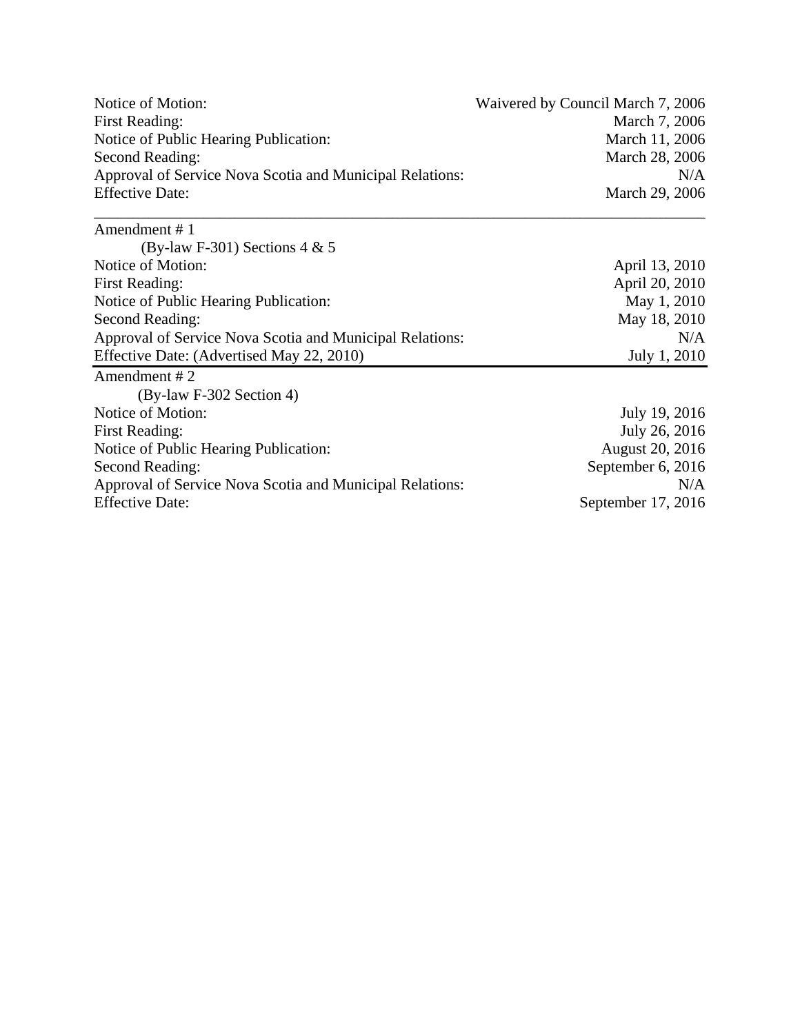| | |
|---|---|
| Notice of Motion: | Waivered by Council March 7, 2006 |
| First Reading: | March 7, 2006 |
| Notice of Public Hearing Publication: | March 11, 2006 |
| Second Reading: | March 28, 2006 |
| Approval of Service Nova Scotia and Municipal Relations: | N/A |
| Effective Date: | March 29, 2006 |

---

Amendment # 1
(By-law F-301) Sections 4 & 5

| | |
|---|---|
| Notice of Motion: | April 13, 2010 |
| First Reading: | April 20, 2010 |
| Notice of Public Hearing Publication: | May 1, 2010 |
| Second Reading: | May 18, 2010 |
| Approval of Service Nova Scotia and Municipal Relations: | N/A |
| Effective Date: (Advertised May 22, 2010) | July 1, 2010 |

---

Amendment # 2
(By-law F-302 Section 4)

| | |
|---|---|
| Notice of Motion: | July 19, 2016 |
| First Reading: | July 26, 2016 |
| Notice of Public Hearing Publication: | August 20, 2016 |
| Second Reading: | September 6, 2016 |
| Approval of Service Nova Scotia and Municipal Relations: | N/A |
| Effective Date: | September 17, 2016 |